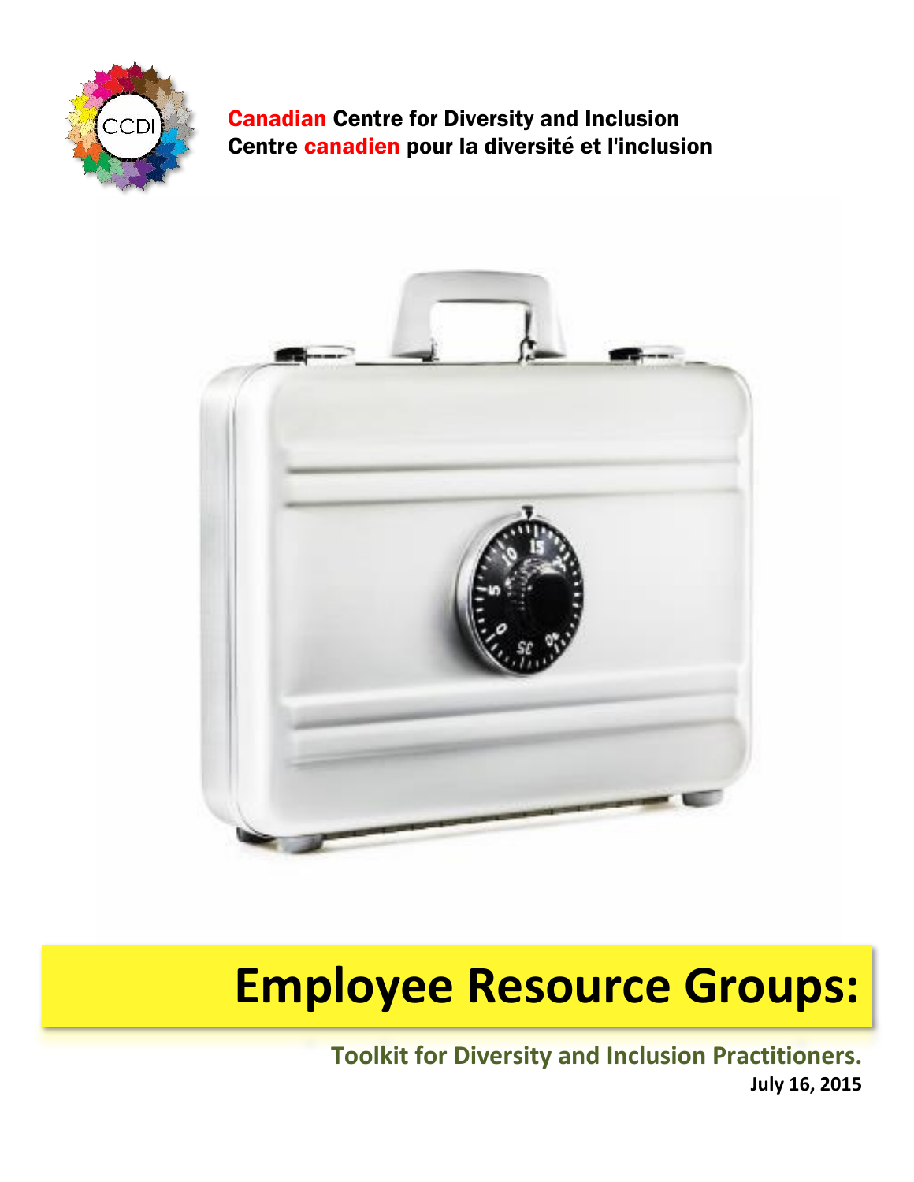Canadian Centre for Diversity and Inclusion
Centre canadien pour la diversité et l'inclusion

# Employee Resource Groups:

**Toolkit for Diversity and Inclusion Practitioners.**

**July 16, 2015**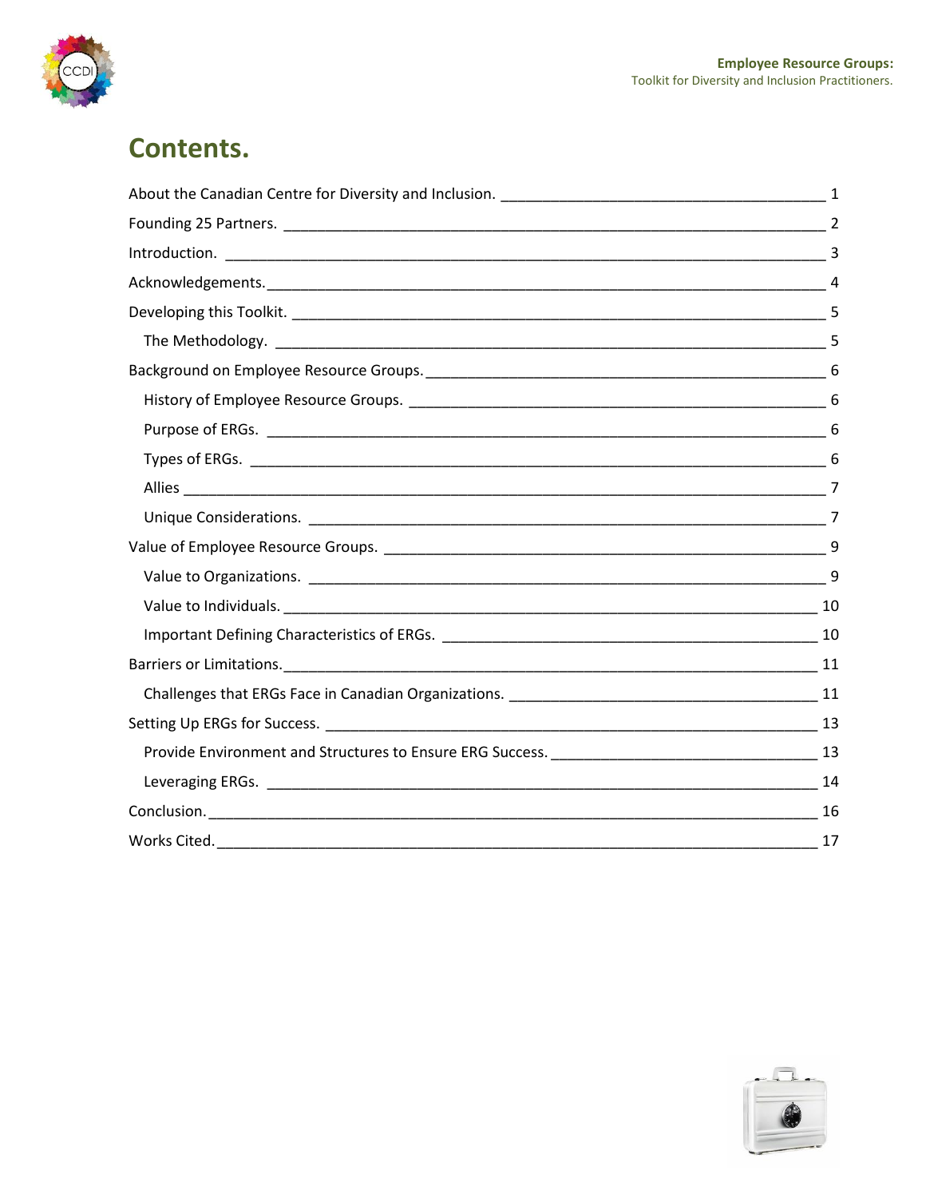# Contents.

- About the Canadian Centre for Diversity and Inclusion. 1
- Founding 25 Partners. 2
- Introduction. 3
- Acknowledgements. 4
- Developing this Toolkit. 5
  - The Methodology. 5
- Background on Employee Resource Groups. 6
  - History of Employee Resource Groups. 6
  - Purpose of ERGs. 6
  - Types of ERGs. 6
  - Allies 7
  - Unique Considerations. 7
- Value of Employee Resource Groups. 9
  - Value to Organizations. 9
  - Value to Individuals. 10
  - Important Defining Characteristics of ERGs. 10
- Barriers or Limitations. 11
  - Challenges that ERGs Face in Canadian Organizations. 11
- Setting Up ERGs for Success. 13
  - Provide Environment and Structures to Ensure ERG Success. 13
  - Leveraging ERGs. 14
- Conclusion. 16
- Works Cited. 17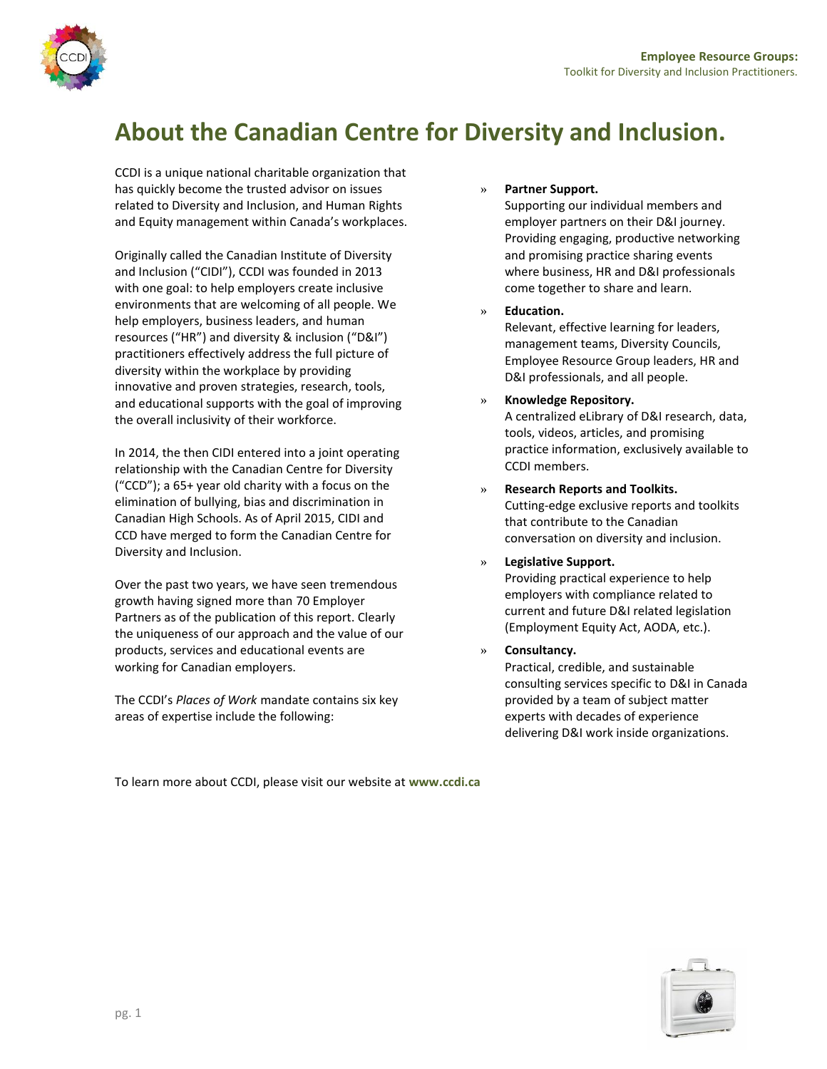# About the Canadian Centre for Diversity and Inclusion.

CCDI is a unique national charitable organization that has quickly become the trusted advisor on issues related to Diversity and Inclusion, and Human Rights and Equity management within Canada's workplaces.

Originally called the Canadian Institute of Diversity and Inclusion ("CIDI"), CCDI was founded in 2013 with one goal: to help employers create inclusive environments that are welcoming of all people. We help employers, business leaders, and human resources ("HR") and diversity & inclusion ("D&I") practitioners effectively address the full picture of diversity within the workplace by providing innovative and proven strategies, research, tools, and educational supports with the goal of improving the overall inclusivity of their workforce.

In 2014, the then CIDI entered into a joint operating relationship with the Canadian Centre for Diversity ("CCD"); a 65+ year old charity with a focus on the elimination of bullying, bias and discrimination in Canadian High Schools. As of April 2015, CIDI and CCD have merged to form the Canadian Centre for Diversity and Inclusion.

Over the past two years, we have seen tremendous growth having signed more than 70 Employer Partners as of the publication of this report. Clearly the uniqueness of our approach and the value of our products, services and educational events are working for Canadian employers.

The CCDI's *Places of Work* mandate contains six key areas of expertise include the following:

» **Partner Support.**
Supporting our individual members and employer partners on their D&I journey. Providing engaging, productive networking and promising practice sharing events where business, HR and D&I professionals come together to share and learn.

» **Education.**
Relevant, effective learning for leaders, management teams, Diversity Councils, Employee Resource Group leaders, HR and D&I professionals, and all people.

» **Knowledge Repository.**
A centralized eLibrary of D&I research, data, tools, videos, articles, and promising practice information, exclusively available to CCDI members.

» **Research Reports and Toolkits.**
Cutting-edge exclusive reports and toolkits that contribute to the Canadian conversation on diversity and inclusion.

» **Legislative Support.**
Providing practical experience to help employers with compliance related to current and future D&I related legislation (Employment Equity Act, AODA, etc.).

» **Consultancy.**
Practical, credible, and sustainable consulting services specific to D&I in Canada provided by a team of subject matter experts with decades of experience delivering D&I work inside organizations.

To learn more about CCDI, please visit our website at **www.ccdi.ca**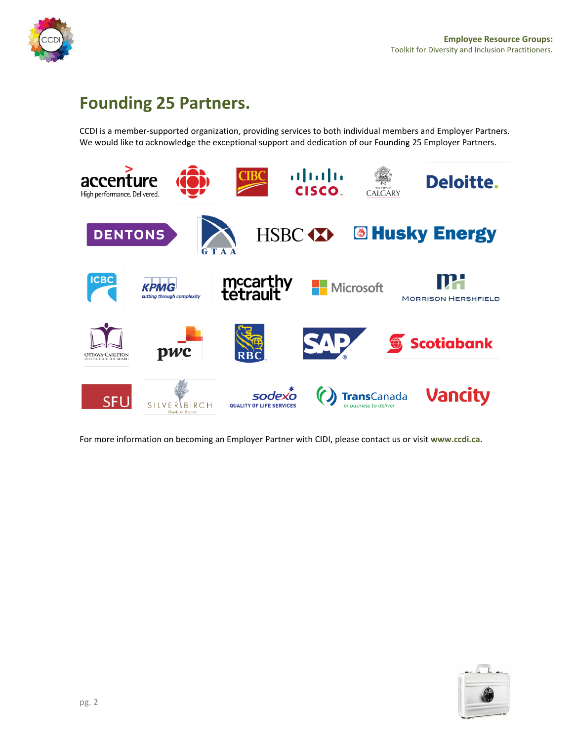# Founding 25 Partners.

CCDI is a member-supported organization, providing services to both individual members and Employer Partners. We would like to acknowledge the exceptional support and dedication of our Founding 25 Employer Partners.

For more information on becoming an Employer Partner with CIDI, please contact us or visit **www.ccdi.ca**.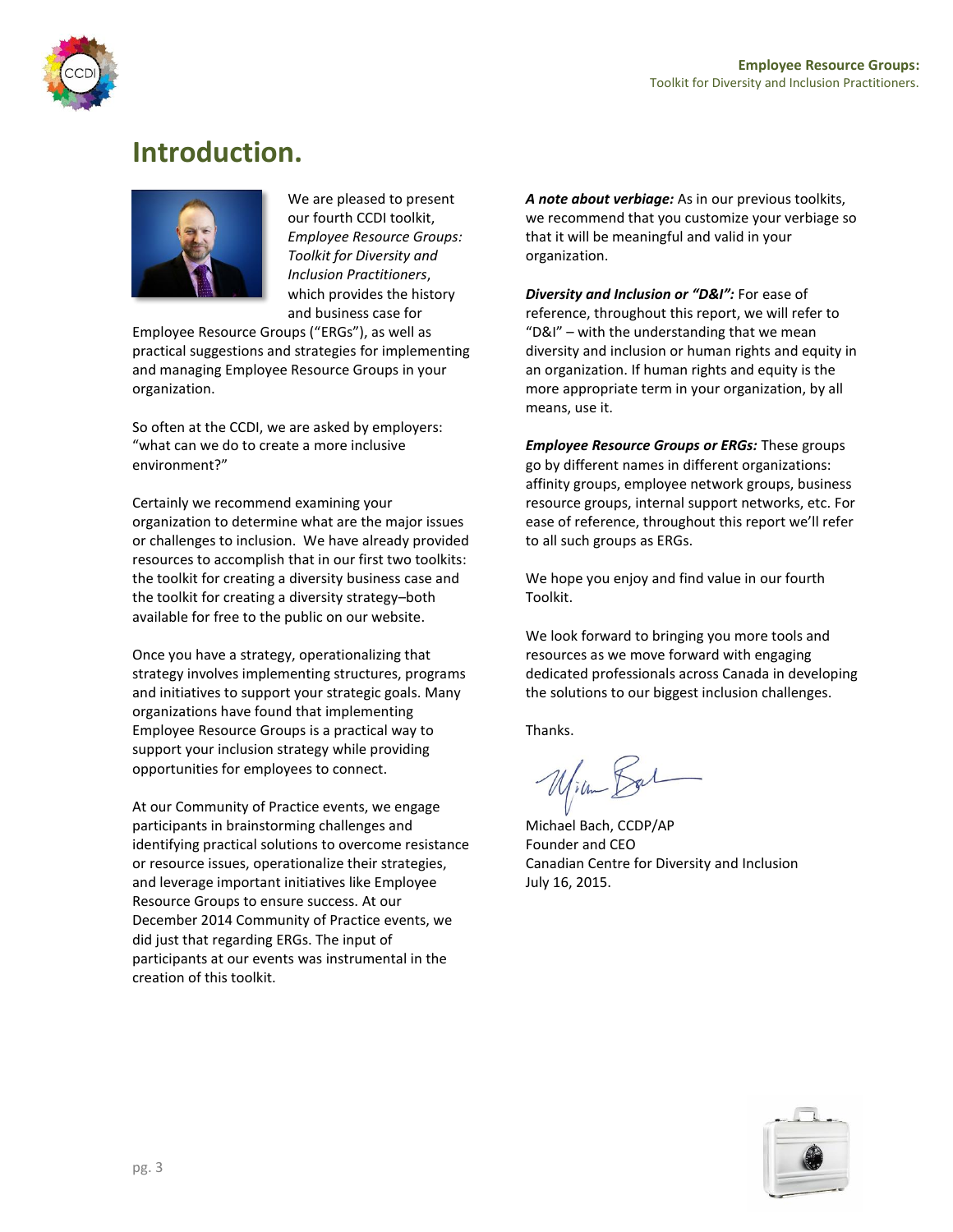# Introduction.

We are pleased to present our fourth CCDI toolkit, *Employee Resource Groups: Toolkit for Diversity and Inclusion Practitioners*, which provides the history and business case for Employee Resource Groups ("ERGs"), as well as practical suggestions and strategies for implementing and managing Employee Resource Groups in your organization.

So often at the CCDI, we are asked by employers: "what can we do to create a more inclusive environment?"

Certainly we recommend examining your organization to determine what are the major issues or challenges to inclusion. We have already provided resources to accomplish that in our first two toolkits: the toolkit for creating a diversity business case and the toolkit for creating a diversity strategy–both available for free to the public on our website.

Once you have a strategy, operationalizing that strategy involves implementing structures, programs and initiatives to support your strategic goals. Many organizations have found that implementing Employee Resource Groups is a practical way to support your inclusion strategy while providing opportunities for employees to connect.

At our Community of Practice events, we engage participants in brainstorming challenges and identifying practical solutions to overcome resistance or resource issues, operationalize their strategies, and leverage important initiatives like Employee Resource Groups to ensure success. At our December 2014 Community of Practice events, we did just that regarding ERGs. The input of participants at our events was instrumental in the creation of this toolkit.

***A note about verbiage:*** As in our previous toolkits, we recommend that you customize your verbiage so that it will be meaningful and valid in your organization.

***Diversity and Inclusion or "D&I":*** For ease of reference, throughout this report, we will refer to "D&I" – with the understanding that we mean diversity and inclusion or human rights and equity in an organization. If human rights and equity is the more appropriate term in your organization, by all means, use it.

***Employee Resource Groups or ERGs:*** These groups go by different names in different organizations: affinity groups, employee network groups, business resource groups, internal support networks, etc. For ease of reference, throughout this report we'll refer to all such groups as ERGs.

We hope you enjoy and find value in our fourth Toolkit.

We look forward to bringing you more tools and resources as we move forward with engaging dedicated professionals across Canada in developing the solutions to our biggest inclusion challenges.

Thanks.

Michael Bach, CCDP/AP
Founder and CEO
Canadian Centre for Diversity and Inclusion
July 16, 2015.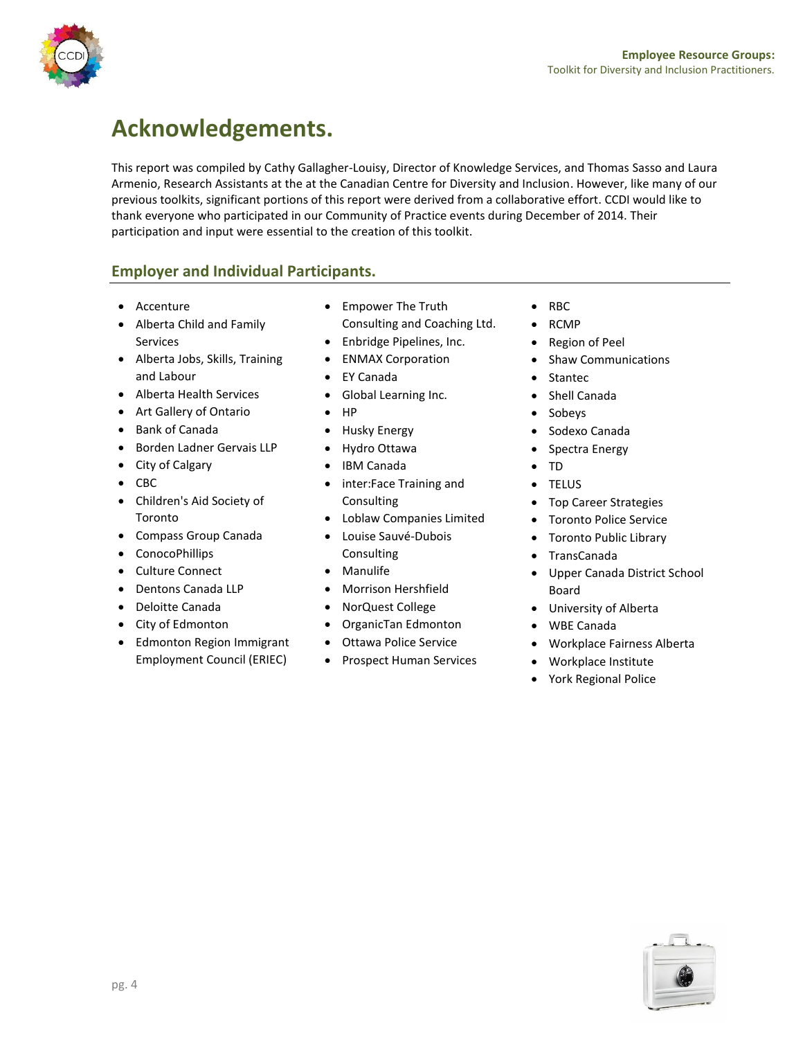# Acknowledgements.

This report was compiled by Cathy Gallagher-Louisy, Director of Knowledge Services, and Thomas Sasso and Laura Armenio, Research Assistants at the at the Canadian Centre for Diversity and Inclusion. However, like many of our previous toolkits, significant portions of this report were derived from a collaborative effort. CCDI would like to thank everyone who participated in our Community of Practice events during December of 2014. Their participation and input were essential to the creation of this toolkit.

## Employer and Individual Participants.

- Accenture
- Alberta Child and Family Services
- Alberta Jobs, Skills, Training and Labour
- Alberta Health Services
- Art Gallery of Ontario
- Bank of Canada
- Borden Ladner Gervais LLP
- City of Calgary
- CBC
- Children's Aid Society of Toronto
- Compass Group Canada
- ConocoPhillips
- Culture Connect
- Dentons Canada LLP
- Deloitte Canada
- City of Edmonton
- Edmonton Region Immigrant Employment Council (ERIEC)
- Empower The Truth Consulting and Coaching Ltd.
- Enbridge Pipelines, Inc.
- ENMAX Corporation
- EY Canada
- Global Learning Inc.
- HP
- Husky Energy
- Hydro Ottawa
- IBM Canada
- inter:Face Training and Consulting
- Loblaw Companies Limited
- Louise Sauvé-Dubois Consulting
- Manulife
- Morrison Hershfield
- NorQuest College
- OrganicTan Edmonton
- Ottawa Police Service
- Prospect Human Services
- RBC
- RCMP
- Region of Peel
- Shaw Communications
- Stantec
- Shell Canada
- Sobeys
- Sodexo Canada
- Spectra Energy
- TD
- TELUS
- Top Career Strategies
- Toronto Police Service
- Toronto Public Library
- TransCanada
- Upper Canada District School Board
- University of Alberta
- WBE Canada
- Workplace Fairness Alberta
- Workplace Institute
- York Regional Police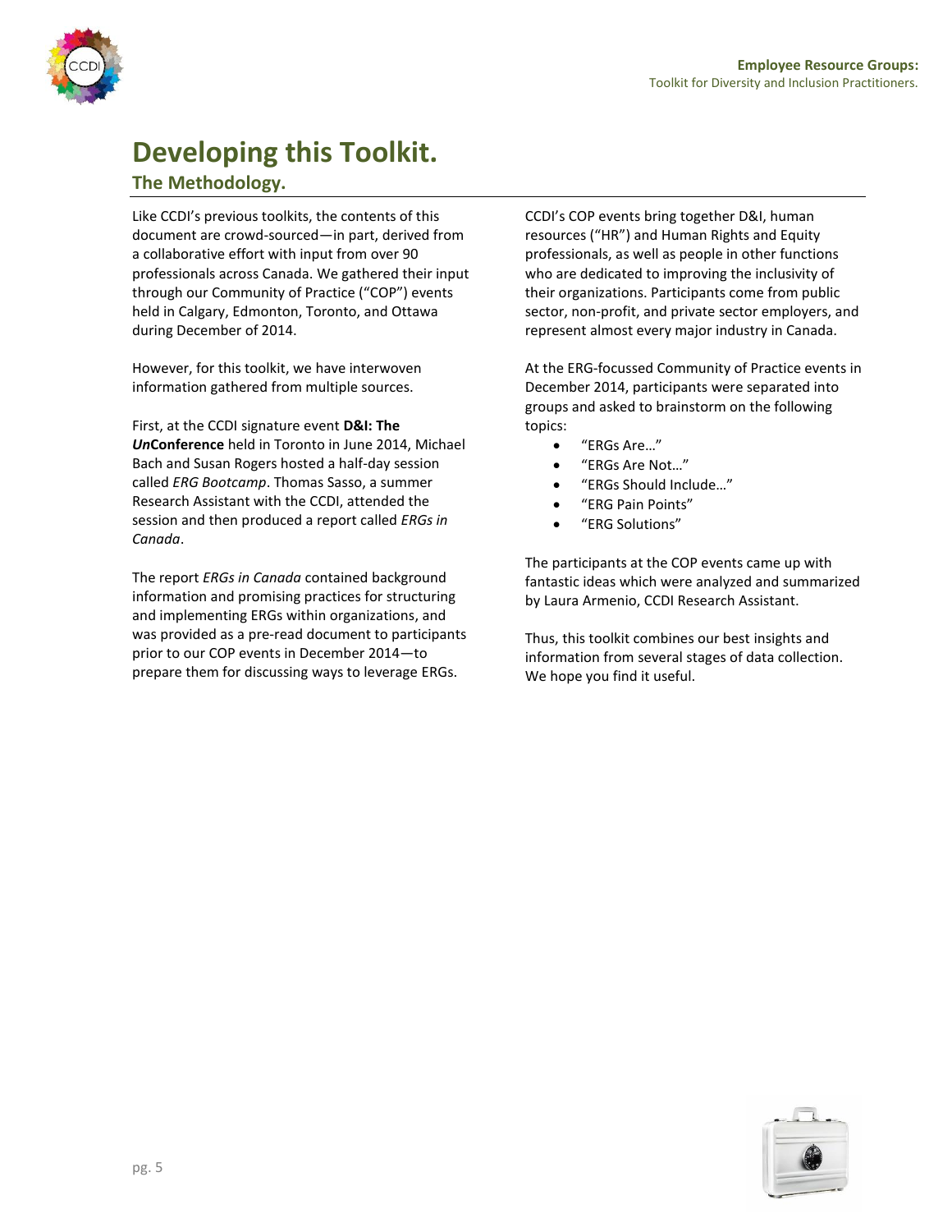# Developing this Toolkit.

## The Methodology.

Like CCDI's previous toolkits, the contents of this document are crowd-sourced—in part, derived from a collaborative effort with input from over 90 professionals across Canada. We gathered their input through our Community of Practice ("COP") events held in Calgary, Edmonton, Toronto, and Ottawa during December of 2014.

However, for this toolkit, we have interwoven information gathered from multiple sources.

First, at the CCDI signature event **D&I: The *Un*Conference** held in Toronto in June 2014, Michael Bach and Susan Rogers hosted a half-day session called *ERG Bootcamp*. Thomas Sasso, a summer Research Assistant with the CCDI, attended the session and then produced a report called *ERGs in Canada*.

The report *ERGs in Canada* contained background information and promising practices for structuring and implementing ERGs within organizations, and was provided as a pre-read document to participants prior to our COP events in December 2014—to prepare them for discussing ways to leverage ERGs.

CCDI's COP events bring together D&I, human resources ("HR") and Human Rights and Equity professionals, as well as people in other functions who are dedicated to improving the inclusivity of their organizations. Participants come from public sector, non-profit, and private sector employers, and represent almost every major industry in Canada.

At the ERG-focussed Community of Practice events in December 2014, participants were separated into groups and asked to brainstorm on the following topics:

- "ERGs Are…"
- "ERGs Are Not…"
- "ERGs Should Include…"
- "ERG Pain Points"
- "ERG Solutions"

The participants at the COP events came up with fantastic ideas which were analyzed and summarized by Laura Armenio, CCDI Research Assistant.

Thus, this toolkit combines our best insights and information from several stages of data collection. We hope you find it useful.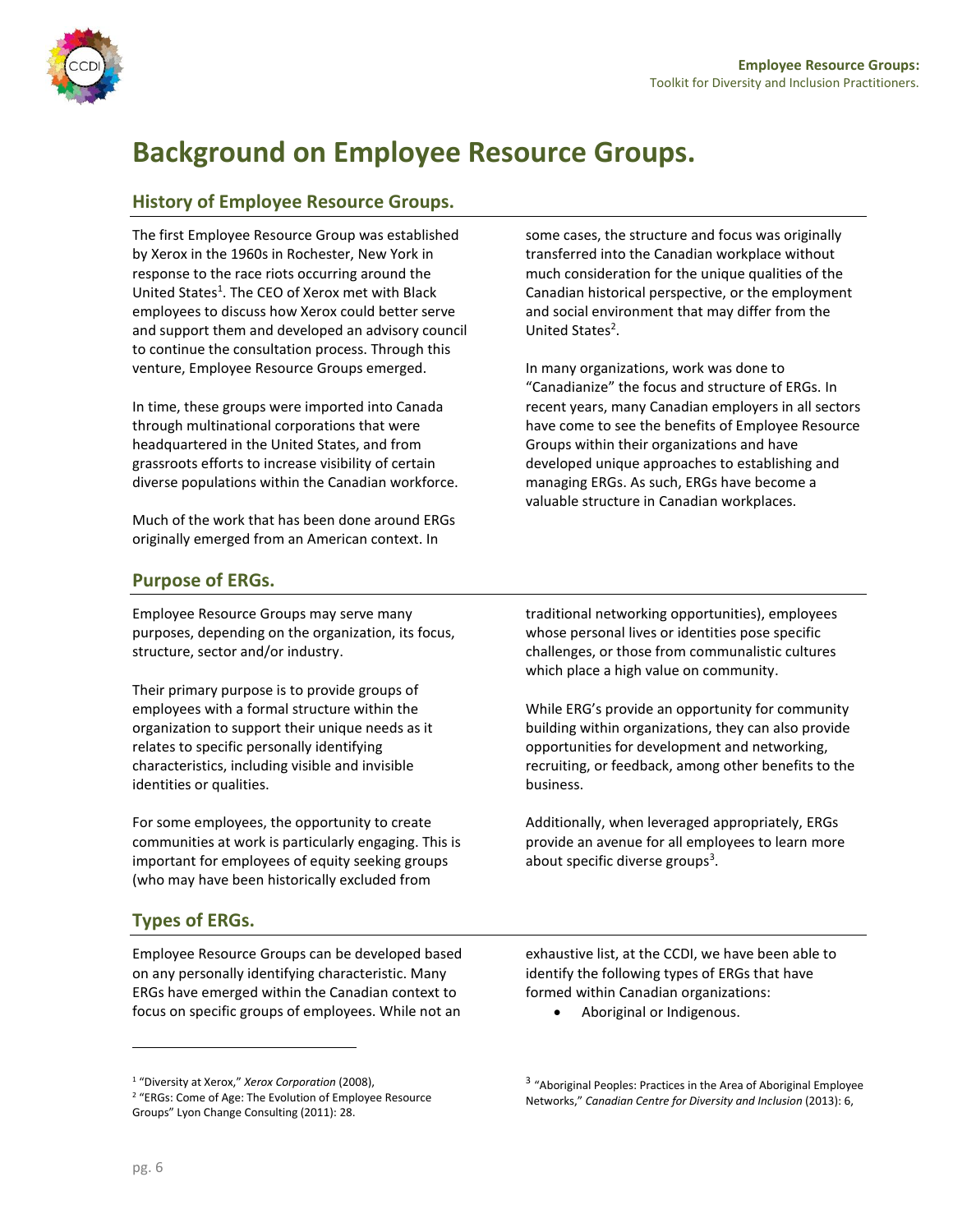# Background on Employee Resource Groups.

## History of Employee Resource Groups.

The first Employee Resource Group was established by Xerox in the 1960s in Rochester, New York in response to the race riots occurring around the United States[1]. The CEO of Xerox met with Black employees to discuss how Xerox could better serve and support them and developed an advisory council to continue the consultation process. Through this venture, Employee Resource Groups emerged.

In time, these groups were imported into Canada through multinational corporations that were headquartered in the United States, and from grassroots efforts to increase visibility of certain diverse populations within the Canadian workforce.

Much of the work that has been done around ERGs originally emerged from an American context. In some cases, the structure and focus was originally transferred into the Canadian workplace without much consideration for the unique qualities of the Canadian historical perspective, or the employment and social environment that may differ from the United States[2].

In many organizations, work was done to "Canadianize" the focus and structure of ERGs. In recent years, many Canadian employers in all sectors have come to see the benefits of Employee Resource Groups within their organizations and have developed unique approaches to establishing and managing ERGs. As such, ERGs have become a valuable structure in Canadian workplaces.

## Purpose of ERGs.

Employee Resource Groups may serve many purposes, depending on the organization, its focus, structure, sector and/or industry.

Their primary purpose is to provide groups of employees with a formal structure within the organization to support their unique needs as it relates to specific personally identifying characteristics, including visible and invisible identities or qualities.

For some employees, the opportunity to create communities at work is particularly engaging. This is important for employees of equity seeking groups (who may have been historically excluded from traditional networking opportunities), employees whose personal lives or identities pose specific challenges, or those from communalistic cultures which place a high value on community.

While ERG's provide an opportunity for community building within organizations, they can also provide opportunities for development and networking, recruiting, or feedback, among other benefits to the business.

Additionally, when leveraged appropriately, ERGs provide an avenue for all employees to learn more about specific diverse groups[3].

## Types of ERGs.

Employee Resource Groups can be developed based on any personally identifying characteristic. Many ERGs have emerged within the Canadian context to focus on specific groups of employees. While not an exhaustive list, at the CCDI, we have been able to identify the following types of ERGs that have formed within Canadian organizations:

- Aboriginal or Indigenous.

---

[1] "Diversity at Xerox," *Xerox Corporation* (2008),

[2] "ERGs: Come of Age: The Evolution of Employee Resource Groups" Lyon Change Consulting (2011): 28.

[3] "Aboriginal Peoples: Practices in the Area of Aboriginal Employee Networks," *Canadian Centre for Diversity and Inclusion* (2013): 6,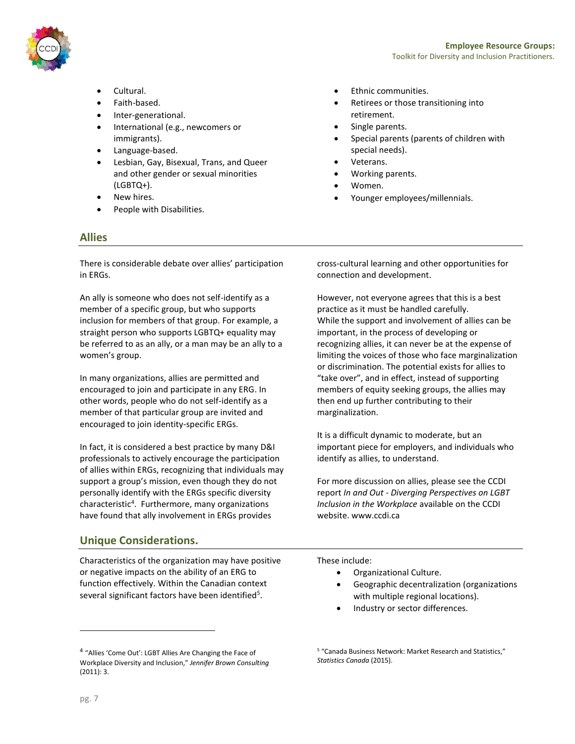- Cultural.
- Faith-based.
- Inter-generational.
- International (e.g., newcomers or immigrants).
- Language-based.
- Lesbian, Gay, Bisexual, Trans, and Queer and other gender or sexual minorities (LGBTQ+).
- New hires.
- People with Disabilities.
- Ethnic communities.
- Retirees or those transitioning into retirement.
- Single parents.
- Special parents (parents of children with special needs).
- Veterans.
- Working parents.
- Women.
- Younger employees/millennials.

## Allies

There is considerable debate over allies' participation in ERGs.

An ally is someone who does not self-identify as a member of a specific group, but who supports inclusion for members of that group. For example, a straight person who supports LGBTQ+ equality may be referred to as an ally, or a man may be an ally to a women's group.

In many organizations, allies are permitted and encouraged to join and participate in any ERG. In other words, people who do not self-identify as a member of that particular group are invited and encouraged to join identity-specific ERGs.

In fact, it is considered a best practice by many D&I professionals to actively encourage the participation of allies within ERGs, recognizing that individuals may support a group's mission, even though they do not personally identify with the ERGs specific diversity characteristic[4]. Furthermore, many organizations have found that ally involvement in ERGs provides cross-cultural learning and other opportunities for connection and development.

However, not everyone agrees that this is a best practice as it must be handled carefully. While the support and involvement of allies can be important, in the process of developing or recognizing allies, it can never be at the expense of limiting the voices of those who face marginalization or discrimination. The potential exists for allies to "take over", and in effect, instead of supporting members of equity seeking groups, the allies may then end up further contributing to their marginalization.

It is a difficult dynamic to moderate, but an important piece for employers, and individuals who identify as allies, to understand.

For more discussion on allies, please see the CCDI report *In and Out - Diverging Perspectives on LGBT Inclusion in the Workplace* available on the CCDI website. www.ccdi.ca

## Unique Considerations.

Characteristics of the organization may have positive or negative impacts on the ability of an ERG to function effectively. Within the Canadian context several significant factors have been identified[5].

These include:

- Organizational Culture.
- Geographic decentralization (organizations with multiple regional locations).
- Industry or sector differences.

---

[4] "Allies 'Come Out': LGBT Allies Are Changing the Face of Workplace Diversity and Inclusion," *Jennifer Brown Consulting* (2011): 3.

[5] "Canada Business Network: Market Research and Statistics," *Statistics Canada* (2015).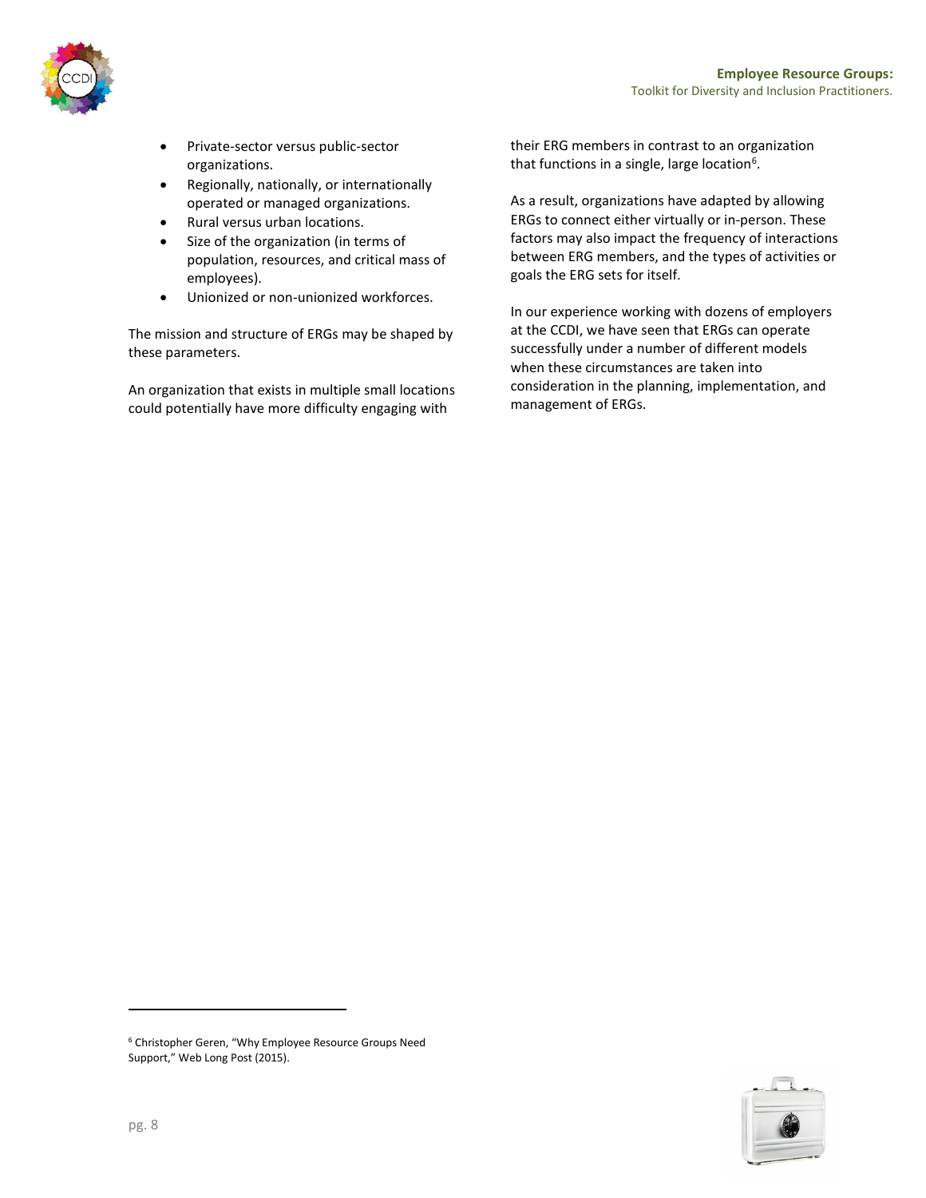- Private-sector versus public-sector organizations.
- Regionally, nationally, or internationally operated or managed organizations.
- Rural versus urban locations.
- Size of the organization (in terms of population, resources, and critical mass of employees).
- Unionized or non-unionized workforces.

The mission and structure of ERGs may be shaped by these parameters.

An organization that exists in multiple small locations could potentially have more difficulty engaging with their ERG members in contrast to an organization that functions in a single, large location[6].

As a result, organizations have adapted by allowing ERGs to connect either virtually or in-person. These factors may also impact the frequency of interactions between ERG members, and the types of activities or goals the ERG sets for itself.

In our experience working with dozens of employers at the CCDI, we have seen that ERGs can operate successfully under a number of different models when these circumstances are taken into consideration in the planning, implementation, and management of ERGs.

[6] Christopher Geren, "Why Employee Resource Groups Need Support," Web Long Post (2015).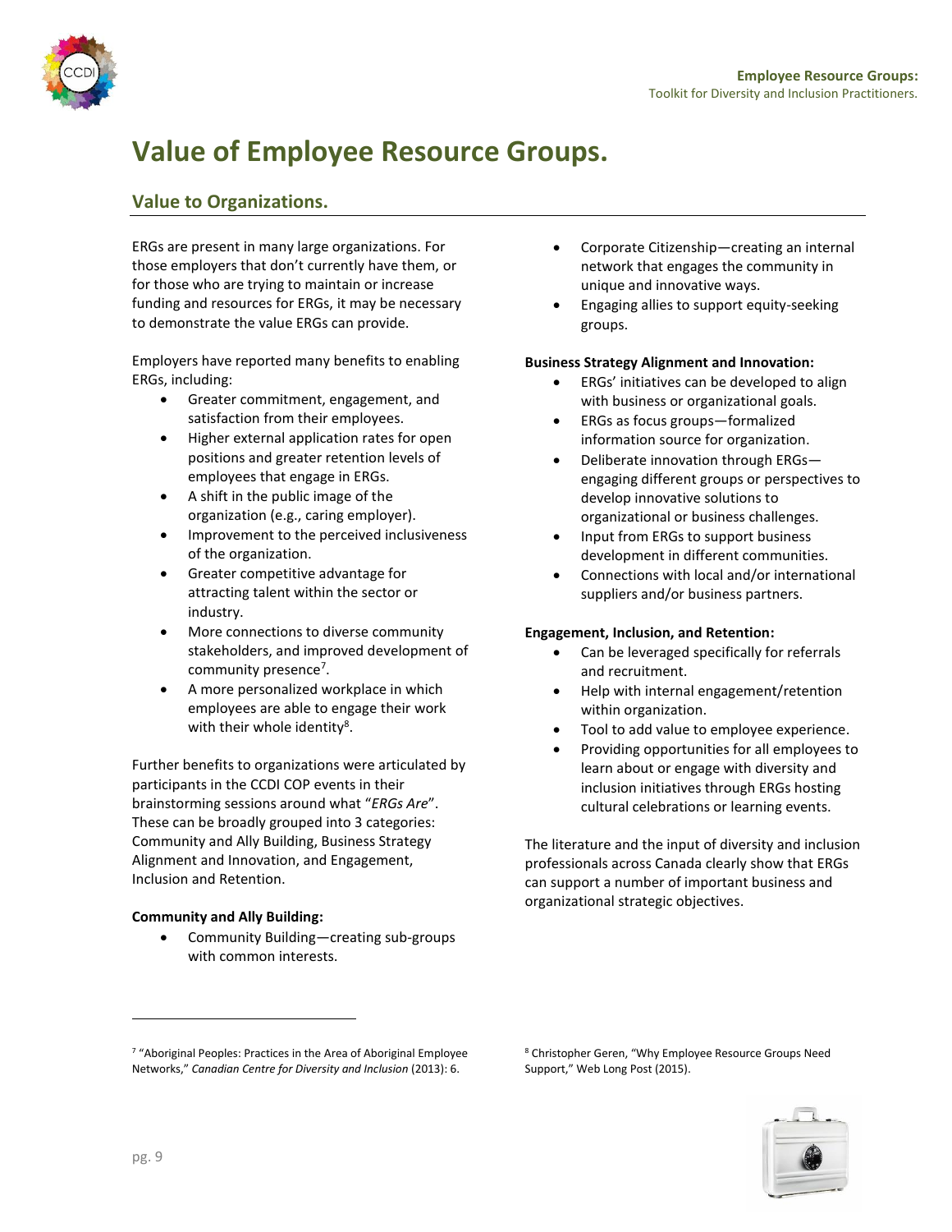# Value of Employee Resource Groups.

## Value to Organizations.

ERGs are present in many large organizations. For those employers that don't currently have them, or for those who are trying to maintain or increase funding and resources for ERGs, it may be necessary to demonstrate the value ERGs can provide.

Employers have reported many benefits to enabling ERGs, including:

- Greater commitment, engagement, and satisfaction from their employees.
- Higher external application rates for open positions and greater retention levels of employees that engage in ERGs.
- A shift in the public image of the organization (e.g., caring employer).
- Improvement to the perceived inclusiveness of the organization.
- Greater competitive advantage for attracting talent within the sector or industry.
- More connections to diverse community stakeholders, and improved development of community presence[7].
- A more personalized workplace in which employees are able to engage their work with their whole identity[8].

Further benefits to organizations were articulated by participants in the CCDI COP events in their brainstorming sessions around what "*ERGs Are*". These can be broadly grouped into 3 categories: Community and Ally Building, Business Strategy Alignment and Innovation, and Engagement, Inclusion and Retention.

**Community and Ally Building:**

- Community Building—creating sub-groups with common interests.
- Corporate Citizenship—creating an internal network that engages the community in unique and innovative ways.
- Engaging allies to support equity-seeking groups.

**Business Strategy Alignment and Innovation:**

- ERGs' initiatives can be developed to align with business or organizational goals.
- ERGs as focus groups—formalized information source for organization.
- Deliberate innovation through ERGs—engaging different groups or perspectives to develop innovative solutions to organizational or business challenges.
- Input from ERGs to support business development in different communities.
- Connections with local and/or international suppliers and/or business partners.

**Engagement, Inclusion, and Retention:**

- Can be leveraged specifically for referrals and recruitment.
- Help with internal engagement/retention within organization.
- Tool to add value to employee experience.
- Providing opportunities for all employees to learn about or engage with diversity and inclusion initiatives through ERGs hosting cultural celebrations or learning events.

The literature and the input of diversity and inclusion professionals across Canada clearly show that ERGs can support a number of important business and organizational strategic objectives.

---

[7] "Aboriginal Peoples: Practices in the Area of Aboriginal Employee Networks," *Canadian Centre for Diversity and Inclusion* (2013): 6.

[8] Christopher Geren, "Why Employee Resource Groups Need Support," Web Long Post (2015).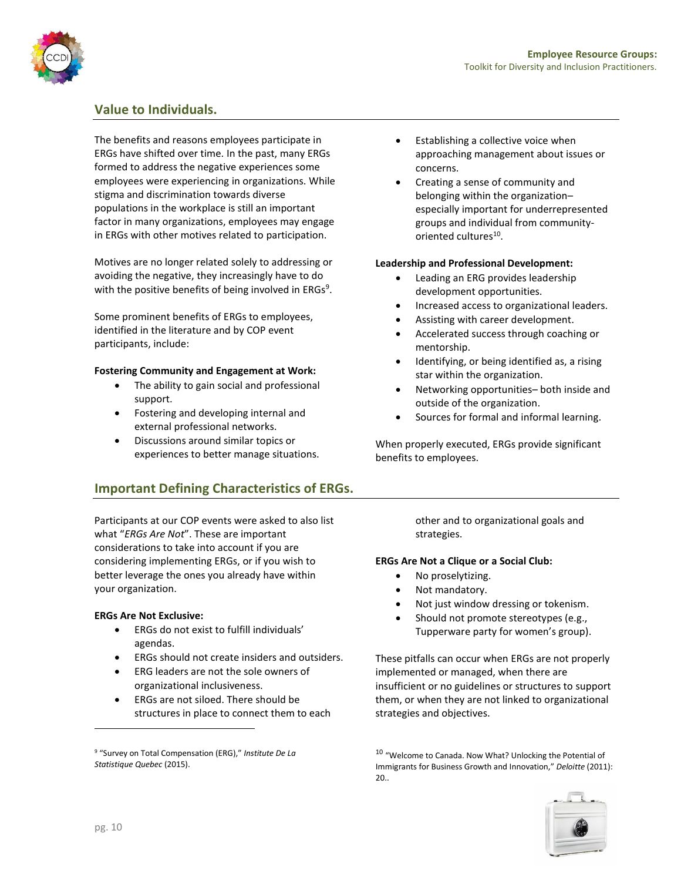## Value to Individuals.

The benefits and reasons employees participate in ERGs have shifted over time. In the past, many ERGs formed to address the negative experiences some employees were experiencing in organizations. While stigma and discrimination towards diverse populations in the workplace is still an important factor in many organizations, employees may engage in ERGs with other motives related to participation.

Motives are no longer related solely to addressing or avoiding the negative, they increasingly have to do with the positive benefits of being involved in ERGs[9].

Some prominent benefits of ERGs to employees, identified in the literature and by COP event participants, include:

**Fostering Community and Engagement at Work:**

- The ability to gain social and professional support.
- Fostering and developing internal and external professional networks.
- Discussions around similar topics or experiences to better manage situations.
- Establishing a collective voice when approaching management about issues or concerns.
- Creating a sense of community and belonging within the organization– especially important for underrepresented groups and individual from community-oriented cultures[10].

**Leadership and Professional Development:**

- Leading an ERG provides leadership development opportunities.
- Increased access to organizational leaders.
- Assisting with career development.
- Accelerated success through coaching or mentorship.
- Identifying, or being identified as, a rising star within the organization.
- Networking opportunities– both inside and outside of the organization.
- Sources for formal and informal learning.

When properly executed, ERGs provide significant benefits to employees.

## Important Defining Characteristics of ERGs.

Participants at our COP events were asked to also list what "*ERGs Are Not*". These are important considerations to take into account if you are considering implementing ERGs, or if you wish to better leverage the ones you already have within your organization.

**ERGs Are Not Exclusive:**

- ERGs do not exist to fulfill individuals' agendas.
- ERGs should not create insiders and outsiders.
- ERG leaders are not the sole owners of organizational inclusiveness.
- ERGs are not siloed. There should be structures in place to connect them to each other and to organizational goals and strategies.

**ERGs Are Not a Clique or a Social Club:**

- No proselytizing.
- Not mandatory.
- Not just window dressing or tokenism.
- Should not promote stereotypes (e.g., Tupperware party for women's group).

These pitfalls can occur when ERGs are not properly implemented or managed, when there are insufficient or no guidelines or structures to support them, or when they are not linked to organizational strategies and objectives.

---

[9] "Survey on Total Compensation (ERG)," *Institute De La Statistique Quebec* (2015).

[10] "Welcome to Canada. Now What? Unlocking the Potential of Immigrants for Business Growth and Innovation," *Deloitte* (2011): 20..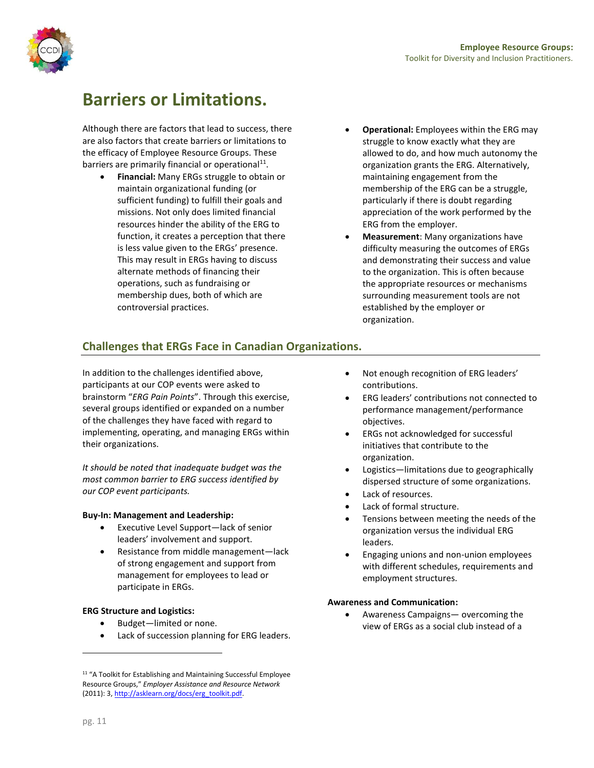# Barriers or Limitations.

Although there are factors that lead to success, there are also factors that create barriers or limitations to the efficacy of Employee Resource Groups. These barriers are primarily financial or operational[11].

- **Financial:** Many ERGs struggle to obtain or maintain organizational funding (or sufficient funding) to fulfill their goals and missions. Not only does limited financial resources hinder the ability of the ERG to function, it creates a perception that there is less value given to the ERGs' presence. This may result in ERGs having to discuss alternate methods of financing their operations, such as fundraising or membership dues, both of which are controversial practices.
- **Operational:** Employees within the ERG may struggle to know exactly what they are allowed to do, and how much autonomy the organization grants the ERG. Alternatively, maintaining engagement from the membership of the ERG can be a struggle, particularly if there is doubt regarding appreciation of the work performed by the ERG from the employer.
- **Measurement**: Many organizations have difficulty measuring the outcomes of ERGs and demonstrating their success and value to the organization. This is often because the appropriate resources or mechanisms surrounding measurement tools are not established by the employer or organization.

## Challenges that ERGs Face in Canadian Organizations.

In addition to the challenges identified above, participants at our COP events were asked to brainstorm "*ERG Pain Points*". Through this exercise, several groups identified or expanded on a number of the challenges they have faced with regard to implementing, operating, and managing ERGs within their organizations.

*It should be noted that inadequate budget was the most common barrier to ERG success identified by our COP event participants.*

**Buy-In: Management and Leadership:**

- Executive Level Support—lack of senior leaders' involvement and support.
- Resistance from middle management—lack of strong engagement and support from management for employees to lead or participate in ERGs.

**ERG Structure and Logistics:**

- Budget—limited or none.
- Lack of succession planning for ERG leaders.
- Not enough recognition of ERG leaders' contributions.
- ERG leaders' contributions not connected to performance management/performance objectives.
- ERGs not acknowledged for successful initiatives that contribute to the organization.
- Logistics—limitations due to geographically dispersed structure of some organizations.
- Lack of resources.
- Lack of formal structure.
- Tensions between meeting the needs of the organization versus the individual ERG leaders.
- Engaging unions and non-union employees with different schedules, requirements and employment structures.

**Awareness and Communication:**

- Awareness Campaigns— overcoming the view of ERGs as a social club instead of a

---

[11] "A Toolkit for Establishing and Maintaining Successful Employee Resource Groups," *Employer Assistance and Resource Network* (2011): 3, http://asklearn.org/docs/erg_toolkit.pdf.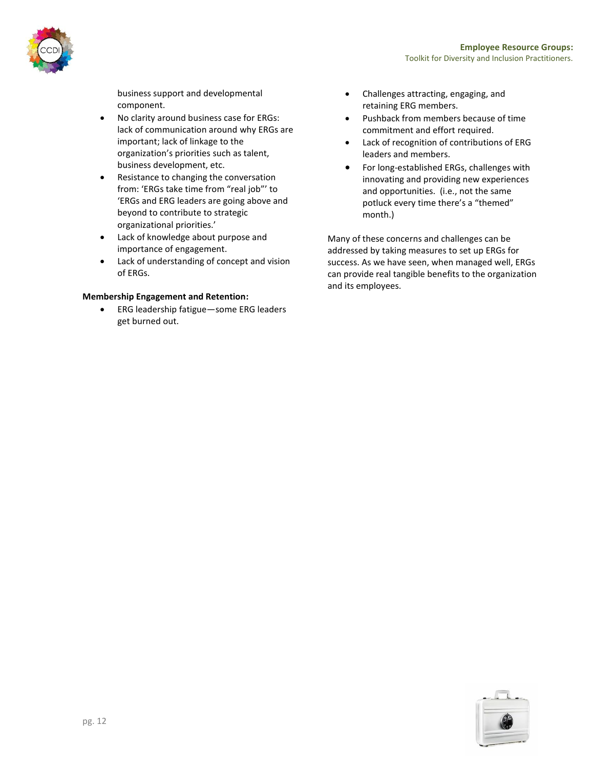business support and developmental component.

- No clarity around business case for ERGs: lack of communication around why ERGs are important; lack of linkage to the organization's priorities such as talent, business development, etc.
- Resistance to changing the conversation from: 'ERGs take time from "real job"' to 'ERGs and ERG leaders are going above and beyond to contribute to strategic organizational priorities.'
- Lack of knowledge about purpose and importance of engagement.
- Lack of understanding of concept and vision of ERGs.

**Membership Engagement and Retention:**

- ERG leadership fatigue—some ERG leaders get burned out.
- Challenges attracting, engaging, and retaining ERG members.
- Pushback from members because of time commitment and effort required.
- Lack of recognition of contributions of ERG leaders and members.
- For long-established ERGs, challenges with innovating and providing new experiences and opportunities. (i.e., not the same potluck every time there's a "themed" month.)

Many of these concerns and challenges can be addressed by taking measures to set up ERGs for success. As we have seen, when managed well, ERGs can provide real tangible benefits to the organization and its employees.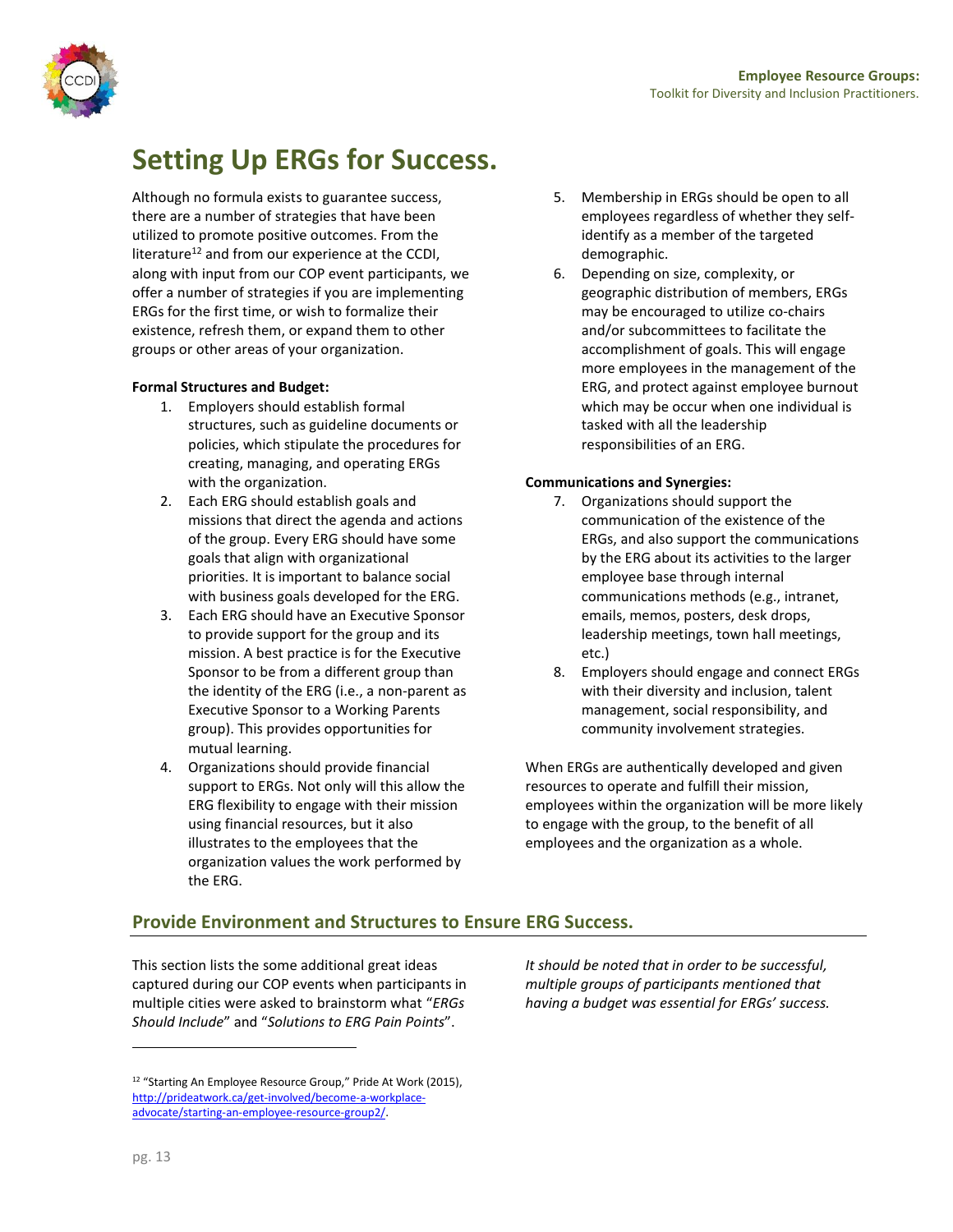# Setting Up ERGs for Success.

Although no formula exists to guarantee success, there are a number of strategies that have been utilized to promote positive outcomes. From the literature[12] and from our experience at the CCDI, along with input from our COP event participants, we offer a number of strategies if you are implementing ERGs for the first time, or wish to formalize their existence, refresh them, or expand them to other groups or other areas of your organization.

**Formal Structures and Budget:**

1. Employers should establish formal structures, such as guideline documents or policies, which stipulate the procedures for creating, managing, and operating ERGs with the organization.
2. Each ERG should establish goals and missions that direct the agenda and actions of the group. Every ERG should have some goals that align with organizational priorities. It is important to balance social with business goals developed for the ERG.
3. Each ERG should have an Executive Sponsor to provide support for the group and its mission. A best practice is for the Executive Sponsor to be from a different group than the identity of the ERG (i.e., a non-parent as Executive Sponsor to a Working Parents group). This provides opportunities for mutual learning.
4. Organizations should provide financial support to ERGs. Not only will this allow the ERG flexibility to engage with their mission using financial resources, but it also illustrates to the employees that the organization values the work performed by the ERG.
5. Membership in ERGs should be open to all employees regardless of whether they self-identify as a member of the targeted demographic.
6. Depending on size, complexity, or geographic distribution of members, ERGs may be encouraged to utilize co-chairs and/or subcommittees to facilitate the accomplishment of goals. This will engage more employees in the management of the ERG, and protect against employee burnout which may be occur when one individual is tasked with all the leadership responsibilities of an ERG.

**Communications and Synergies:**

7. Organizations should support the communication of the existence of the ERGs, and also support the communications by the ERG about its activities to the larger employee base through internal communications methods (e.g., intranet, emails, memos, posters, desk drops, leadership meetings, town hall meetings, etc.)
8. Employers should engage and connect ERGs with their diversity and inclusion, talent management, social responsibility, and community involvement strategies.

When ERGs are authentically developed and given resources to operate and fulfill their mission, employees within the organization will be more likely to engage with the group, to the benefit of all employees and the organization as a whole.

## Provide Environment and Structures to Ensure ERG Success.

This section lists the some additional great ideas captured during our COP events when participants in multiple cities were asked to brainstorm what "*ERGs Should Include*" and "*Solutions to ERG Pain Points*".

*It should be noted that in order to be successful, multiple groups of participants mentioned that having a budget was essential for ERGs' success.*

[12] "Starting An Employee Resource Group," Pride At Work (2015), http://prideatwork.ca/get-involved/become-a-workplace-advocate/starting-an-employee-resource-group2/.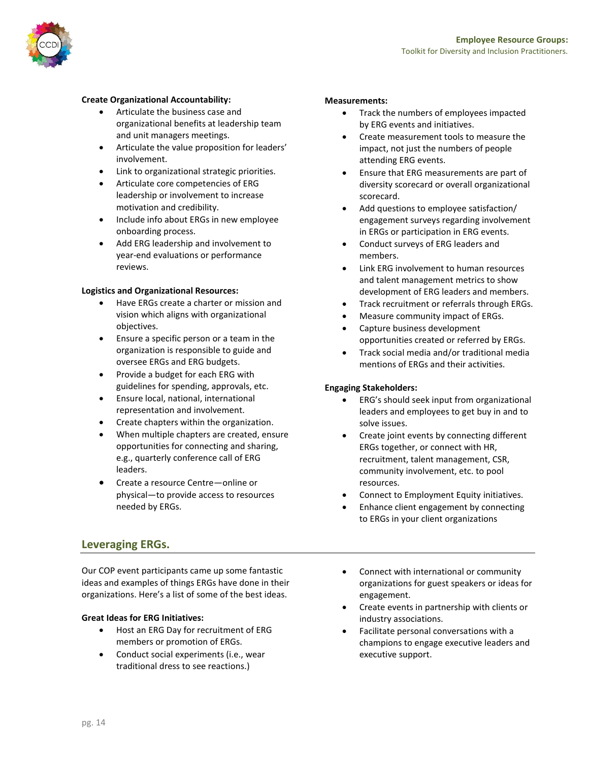**Create Organizational Accountability:**

- Articulate the business case and organizational benefits at leadership team and unit managers meetings.
- Articulate the value proposition for leaders' involvement.
- Link to organizational strategic priorities.
- Articulate core competencies of ERG leadership or involvement to increase motivation and credibility.
- Include info about ERGs in new employee onboarding process.
- Add ERG leadership and involvement to year-end evaluations or performance reviews.

**Logistics and Organizational Resources:**

- Have ERGs create a charter or mission and vision which aligns with organizational objectives.
- Ensure a specific person or a team in the organization is responsible to guide and oversee ERGs and ERG budgets.
- Provide a budget for each ERG with guidelines for spending, approvals, etc.
- Ensure local, national, international representation and involvement.
- Create chapters within the organization.
- When multiple chapters are created, ensure opportunities for connecting and sharing, e.g., quarterly conference call of ERG leaders.
- Create a resource Centre—online or physical—to provide access to resources needed by ERGs.

**Measurements:**

- Track the numbers of employees impacted by ERG events and initiatives.
- Create measurement tools to measure the impact, not just the numbers of people attending ERG events.
- Ensure that ERG measurements are part of diversity scorecard or overall organizational scorecard.
- Add questions to employee satisfaction/ engagement surveys regarding involvement in ERGs or participation in ERG events.
- Conduct surveys of ERG leaders and members.
- Link ERG involvement to human resources and talent management metrics to show development of ERG leaders and members.
- Track recruitment or referrals through ERGs.
- Measure community impact of ERGs.
- Capture business development opportunities created or referred by ERGs.
- Track social media and/or traditional media mentions of ERGs and their activities.

**Engaging Stakeholders:**

- ERG's should seek input from organizational leaders and employees to get buy in and to solve issues.
- Create joint events by connecting different ERGs together, or connect with HR, recruitment, talent management, CSR, community involvement, etc. to pool resources.
- Connect to Employment Equity initiatives.
- Enhance client engagement by connecting to ERGs in your client organizations

## Leveraging ERGs.

Our COP event participants came up some fantastic ideas and examples of things ERGs have done in their organizations. Here's a list of some of the best ideas.

**Great Ideas for ERG Initiatives:**

- Host an ERG Day for recruitment of ERG members or promotion of ERGs.
- Conduct social experiments (i.e., wear traditional dress to see reactions.)
- Connect with international or community organizations for guest speakers or ideas for engagement.
- Create events in partnership with clients or industry associations.
- Facilitate personal conversations with a champions to engage executive leaders and executive support.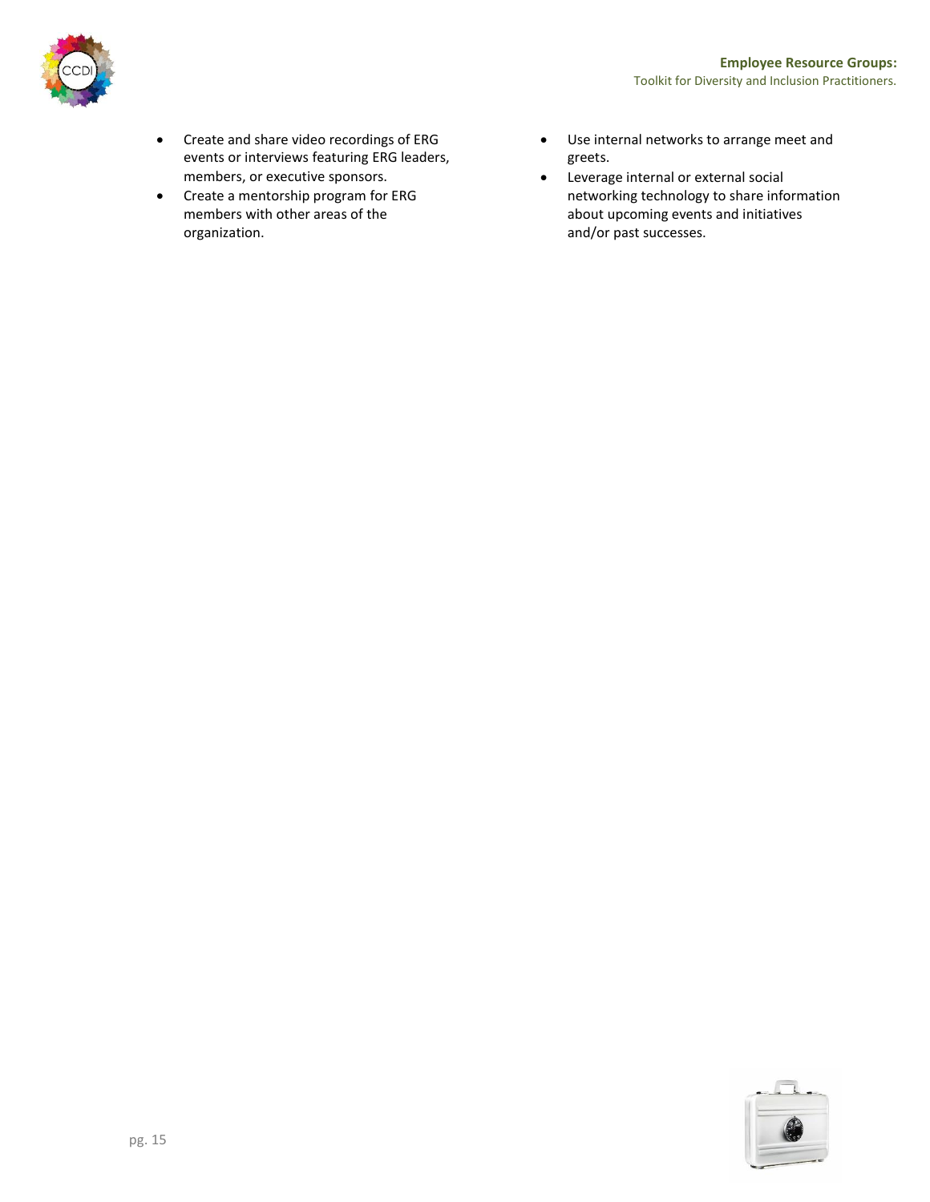- Create and share video recordings of ERG events or interviews featuring ERG leaders, members, or executive sponsors.
- Create a mentorship program for ERG members with other areas of the organization.
- Use internal networks to arrange meet and greets.
- Leverage internal or external social networking technology to share information about upcoming events and initiatives and/or past successes.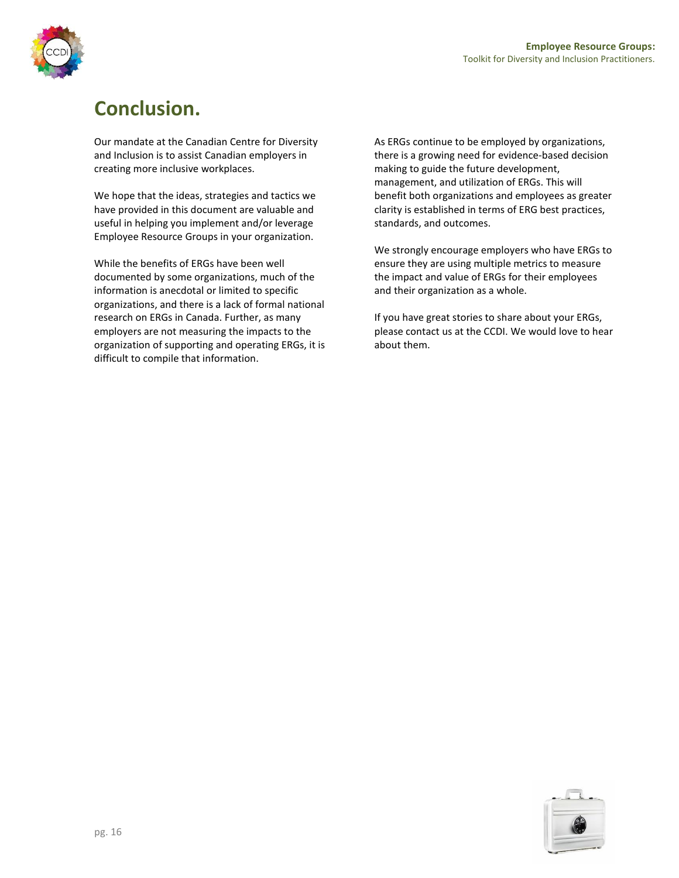# Conclusion.

Our mandate at the Canadian Centre for Diversity and Inclusion is to assist Canadian employers in creating more inclusive workplaces.

We hope that the ideas, strategies and tactics we have provided in this document are valuable and useful in helping you implement and/or leverage Employee Resource Groups in your organization.

While the benefits of ERGs have been well documented by some organizations, much of the information is anecdotal or limited to specific organizations, and there is a lack of formal national research on ERGs in Canada. Further, as many employers are not measuring the impacts to the organization of supporting and operating ERGs, it is difficult to compile that information.

As ERGs continue to be employed by organizations, there is a growing need for evidence-based decision making to guide the future development, management, and utilization of ERGs. This will benefit both organizations and employees as greater clarity is established in terms of ERG best practices, standards, and outcomes.

We strongly encourage employers who have ERGs to ensure they are using multiple metrics to measure the impact and value of ERGs for their employees and their organization as a whole.

If you have great stories to share about your ERGs, please contact us at the CCDI. We would love to hear about them.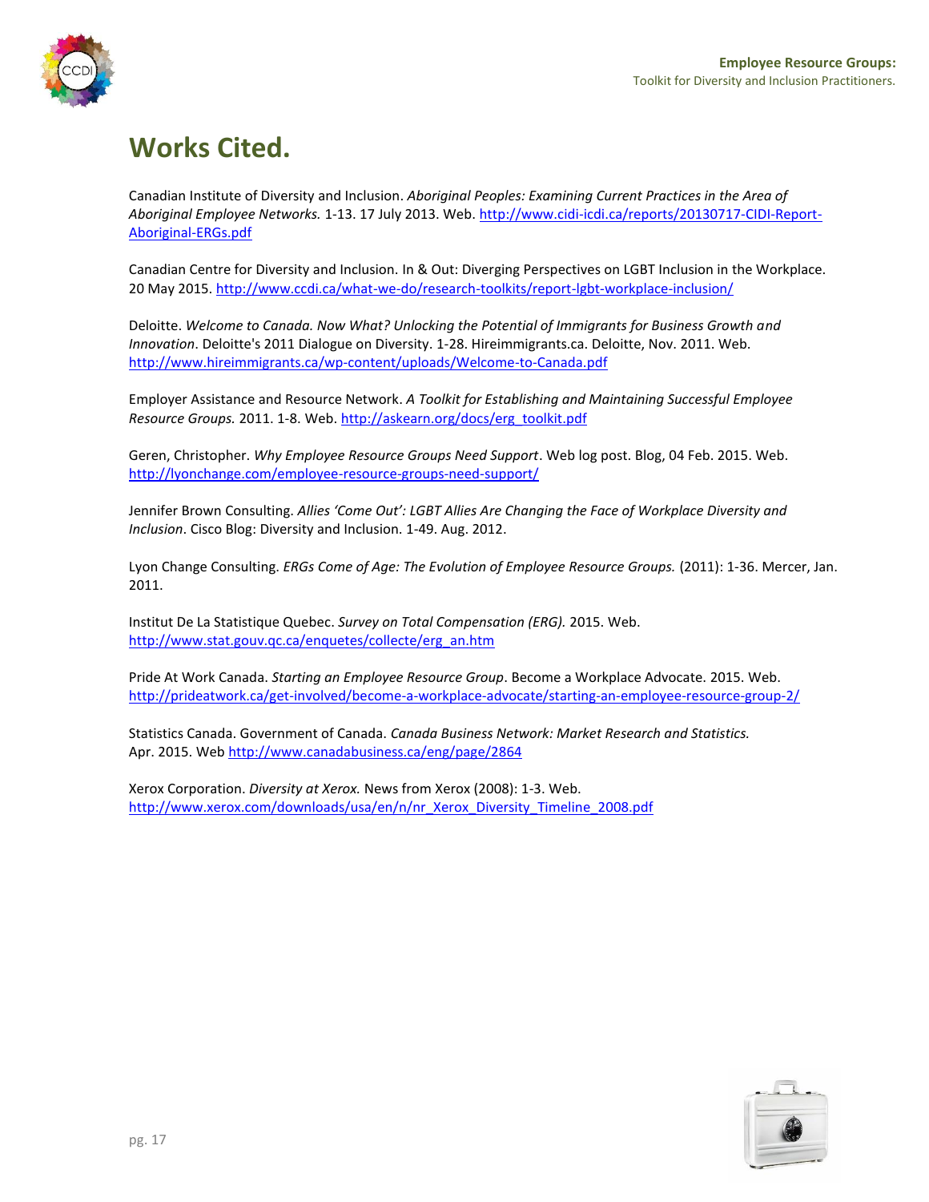# Works Cited.

Canadian Institute of Diversity and Inclusion. *Aboriginal Peoples: Examining Current Practices in the Area of Aboriginal Employee Networks.* 1-13. 17 July 2013. Web. http://www.cidi-icdi.ca/reports/20130717-CIDI-Report-Aboriginal-ERGs.pdf

Canadian Centre for Diversity and Inclusion. In & Out: Diverging Perspectives on LGBT Inclusion in the Workplace. 20 May 2015. http://www.ccdi.ca/what-we-do/research-toolkits/report-lgbt-workplace-inclusion/

Deloitte. *Welcome to Canada. Now What? Unlocking the Potential of Immigrants for Business Growth and Innovation*. Deloitte's 2011 Dialogue on Diversity. 1-28. Hireimmigrants.ca. Deloitte, Nov. 2011. Web. http://www.hireimmigrants.ca/wp-content/uploads/Welcome-to-Canada.pdf

Employer Assistance and Resource Network. *A Toolkit for Establishing and Maintaining Successful Employee Resource Groups.* 2011. 1-8. Web. http://askearn.org/docs/erg_toolkit.pdf

Geren, Christopher. *Why Employee Resource Groups Need Support*. Web log post. Blog, 04 Feb. 2015. Web. http://lyonchange.com/employee-resource-groups-need-support/

Jennifer Brown Consulting. *Allies 'Come Out': LGBT Allies Are Changing the Face of Workplace Diversity and Inclusion*. Cisco Blog: Diversity and Inclusion. 1-49. Aug. 2012.

Lyon Change Consulting. *ERGs Come of Age: The Evolution of Employee Resource Groups.* (2011): 1-36. Mercer, Jan. 2011.

Institut De La Statistique Quebec. *Survey on Total Compensation (ERG).* 2015. Web. http://www.stat.gouv.qc.ca/enquetes/collecte/erg_an.htm

Pride At Work Canada. *Starting an Employee Resource Group*. Become a Workplace Advocate. 2015. Web. http://prideatwork.ca/get-involved/become-a-workplace-advocate/starting-an-employee-resource-group-2/

Statistics Canada. Government of Canada. *Canada Business Network: Market Research and Statistics.* Apr. 2015. Web http://www.canadabusiness.ca/eng/page/2864

Xerox Corporation. *Diversity at Xerox.* News from Xerox (2008): 1-3. Web. http://www.xerox.com/downloads/usa/en/n/nr_Xerox_Diversity_Timeline_2008.pdf